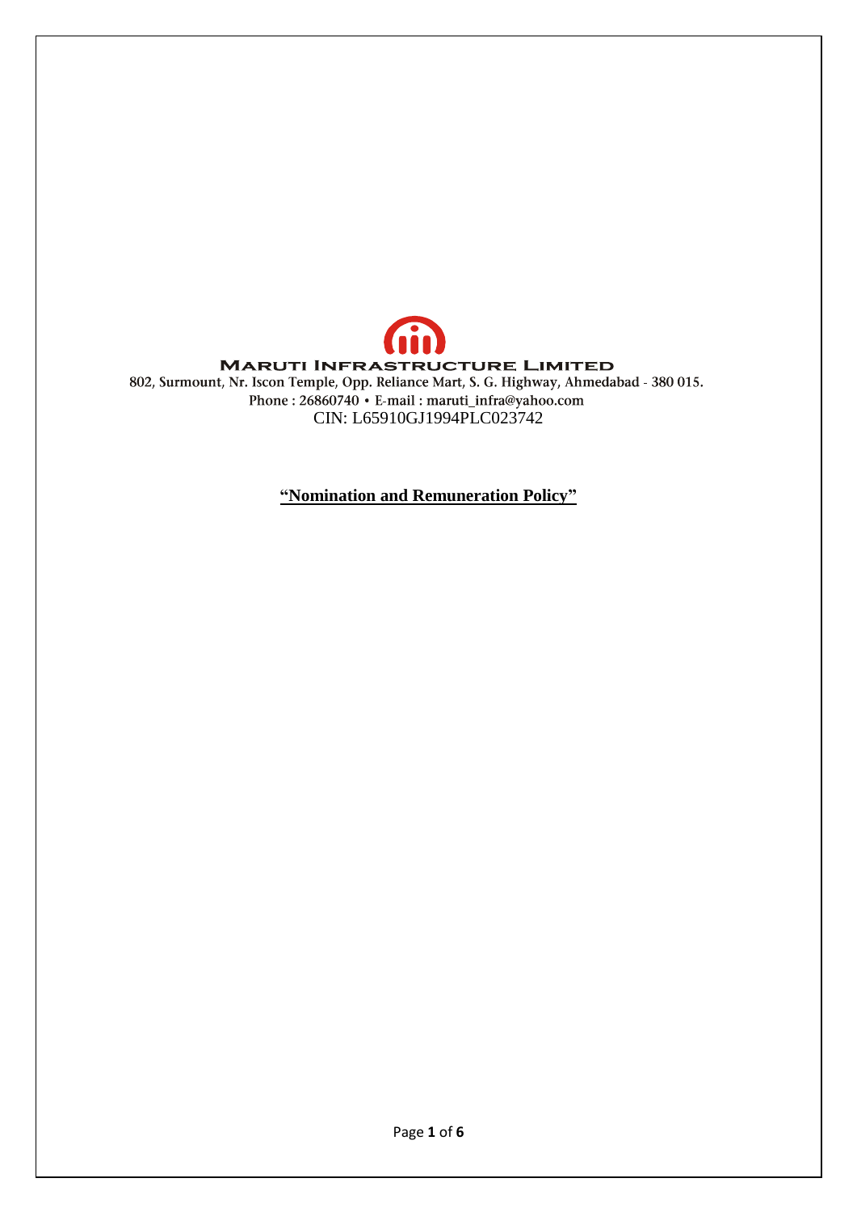**MARUTI INFRASTRUCTURE LIMITED**

802, Surmount, Nr. Iscon Temple, Opp. Reliance Mart, S. G. Highway, Ahmedabad - 380 015.

Phone : 26860740 • E-mail : maruti_infra@yahoo.com

CIN: L65910GJ1994PLC023742

# **"Nomination and Remuneration Policy"**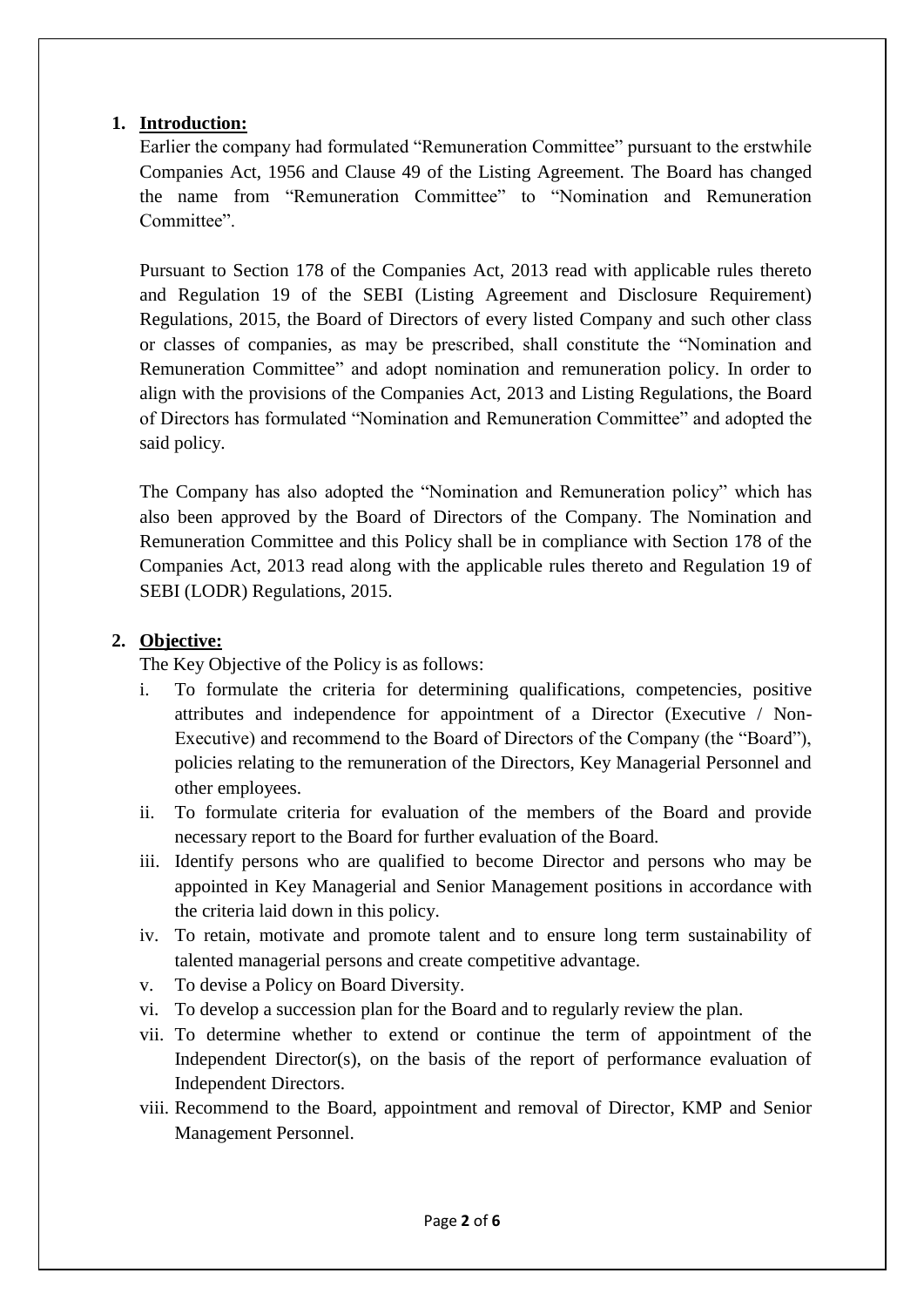## 1. Introduction:

Earlier the company had formulated “Remuneration Committee” pursuant to the erstwhile Companies Act, 1956 and Clause 49 of the Listing Agreement. The Board has changed the name from “Remuneration Committee” to “Nomination and Remuneration Committee”.

Pursuant to Section 178 of the Companies Act, 2013 read with applicable rules thereto and Regulation 19 of the SEBI (Listing Agreement and Disclosure Requirement) Regulations, 2015, the Board of Directors of every listed Company and such other class or classes of companies, as may be prescribed, shall constitute the “Nomination and Remuneration Committee” and adopt nomination and remuneration policy. In order to align with the provisions of the Companies Act, 2013 and Listing Regulations, the Board of Directors has formulated “Nomination and Remuneration Committee” and adopted the said policy.

The Company has also adopted the “Nomination and Remuneration policy” which has also been approved by the Board of Directors of the Company. The Nomination and Remuneration Committee and this Policy shall be in compliance with Section 178 of the Companies Act, 2013 read along with the applicable rules thereto and Regulation 19 of SEBI (LODR) Regulations, 2015.

## 2. Objective:

The Key Objective of the Policy is as follows:

i. To formulate the criteria for determining qualifications, competencies, positive attributes and independence for appointment of a Director (Executive / Non-Executive) and recommend to the Board of Directors of the Company (the “Board”), policies relating to the remuneration of the Directors, Key Managerial Personnel and other employees.

ii. To formulate criteria for evaluation of the members of the Board and provide necessary report to the Board for further evaluation of the Board.

iii. Identify persons who are qualified to become Director and persons who may be appointed in Key Managerial and Senior Management positions in accordance with the criteria laid down in this policy.

iv. To retain, motivate and promote talent and to ensure long term sustainability of talented managerial persons and create competitive advantage.

v. To devise a Policy on Board Diversity.

vi. To develop a succession plan for the Board and to regularly review the plan.

vii. To determine whether to extend or continue the term of appointment of the Independent Director(s), on the basis of the report of performance evaluation of Independent Directors.

viii. Recommend to the Board, appointment and removal of Director, KMP and Senior Management Personnel.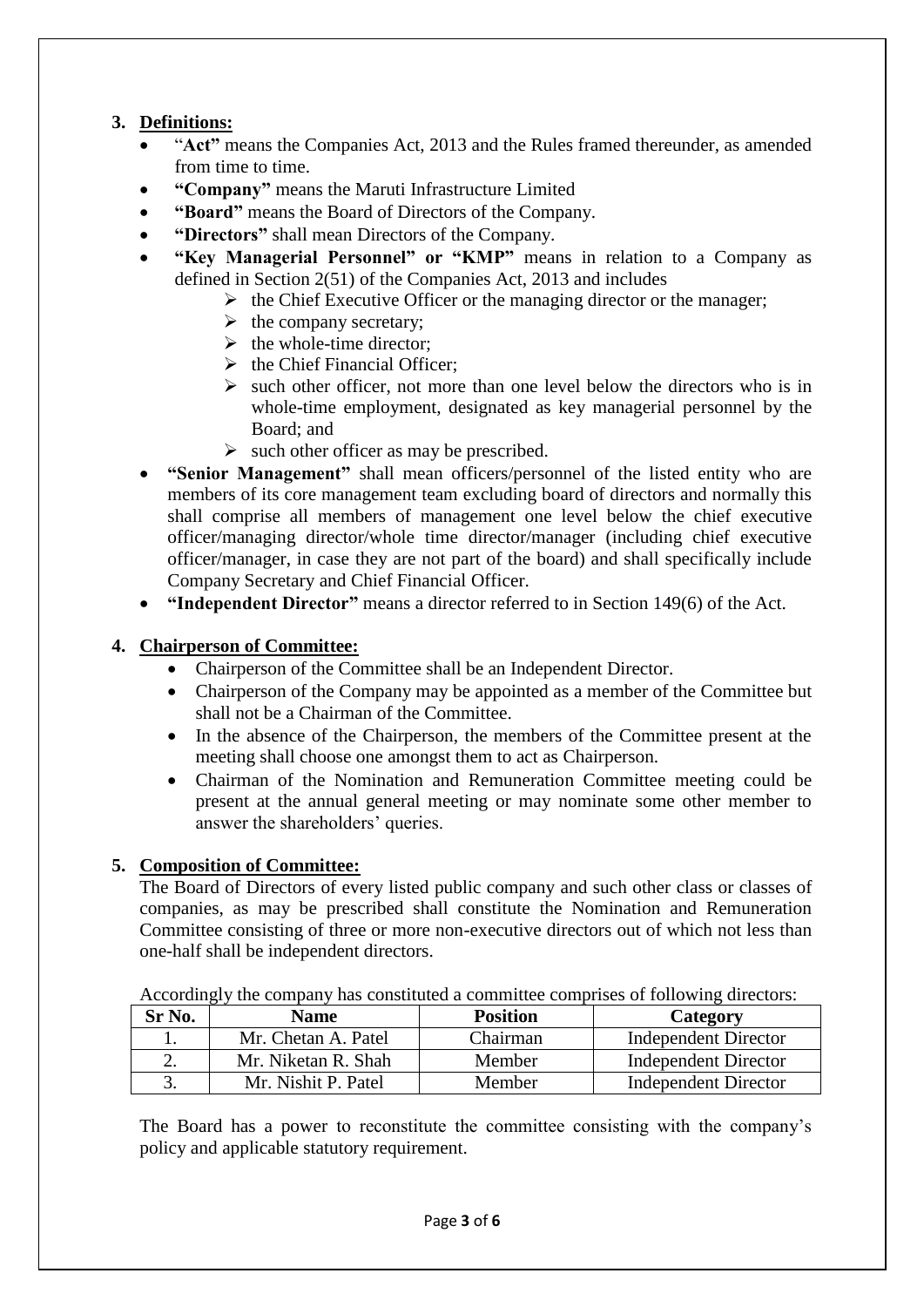## 3. Definitions:

- "**Act"** means the Companies Act, 2013 and the Rules framed thereunder, as amended from time to time.
- **"Company"** means the Maruti Infrastructure Limited
- **"Board"** means the Board of Directors of the Company.
- **"Directors"** shall mean Directors of the Company.
- **"Key Managerial Personnel" or "KMP"** means in relation to a Company as defined in Section 2(51) of the Companies Act, 2013 and includes
  - the Chief Executive Officer or the managing director or the manager;
  - the company secretary;
  - the whole-time director;
  - the Chief Financial Officer;
  - such other officer, not more than one level below the directors who is in whole-time employment, designated as key managerial personnel by the Board; and
  - such other officer as may be prescribed.
- **"Senior Management"** shall mean officers/personnel of the listed entity who are members of its core management team excluding board of directors and normally this shall comprise all members of management one level below the chief executive officer/managing director/whole time director/manager (including chief executive officer/manager, in case they are not part of the board) and shall specifically include Company Secretary and Chief Financial Officer.
- **"Independent Director"** means a director referred to in Section 149(6) of the Act.

## 4. Chairperson of Committee:

- Chairperson of the Committee shall be an Independent Director.
- Chairperson of the Company may be appointed as a member of the Committee but shall not be a Chairman of the Committee.
- In the absence of the Chairperson, the members of the Committee present at the meeting shall choose one amongst them to act as Chairperson.
- Chairman of the Nomination and Remuneration Committee meeting could be present at the annual general meeting or may nominate some other member to answer the shareholders' queries.

## 5. Composition of Committee:

The Board of Directors of every listed public company and such other class or classes of companies, as may be prescribed shall constitute the Nomination and Remuneration Committee consisting of three or more non-executive directors out of which not less than one-half shall be independent directors.

Accordingly the company has constituted a committee comprises of following directors:

| Sr No. | Name | Position | Category |
|---|---|---|---|
| 1. | Mr. Chetan A. Patel | Chairman | Independent Director |
| 2. | Mr. Niketan R. Shah | Member | Independent Director |
| 3. | Mr. Nishit P. Patel | Member | Independent Director |

The Board has a power to reconstitute the committee consisting with the company's policy and applicable statutory requirement.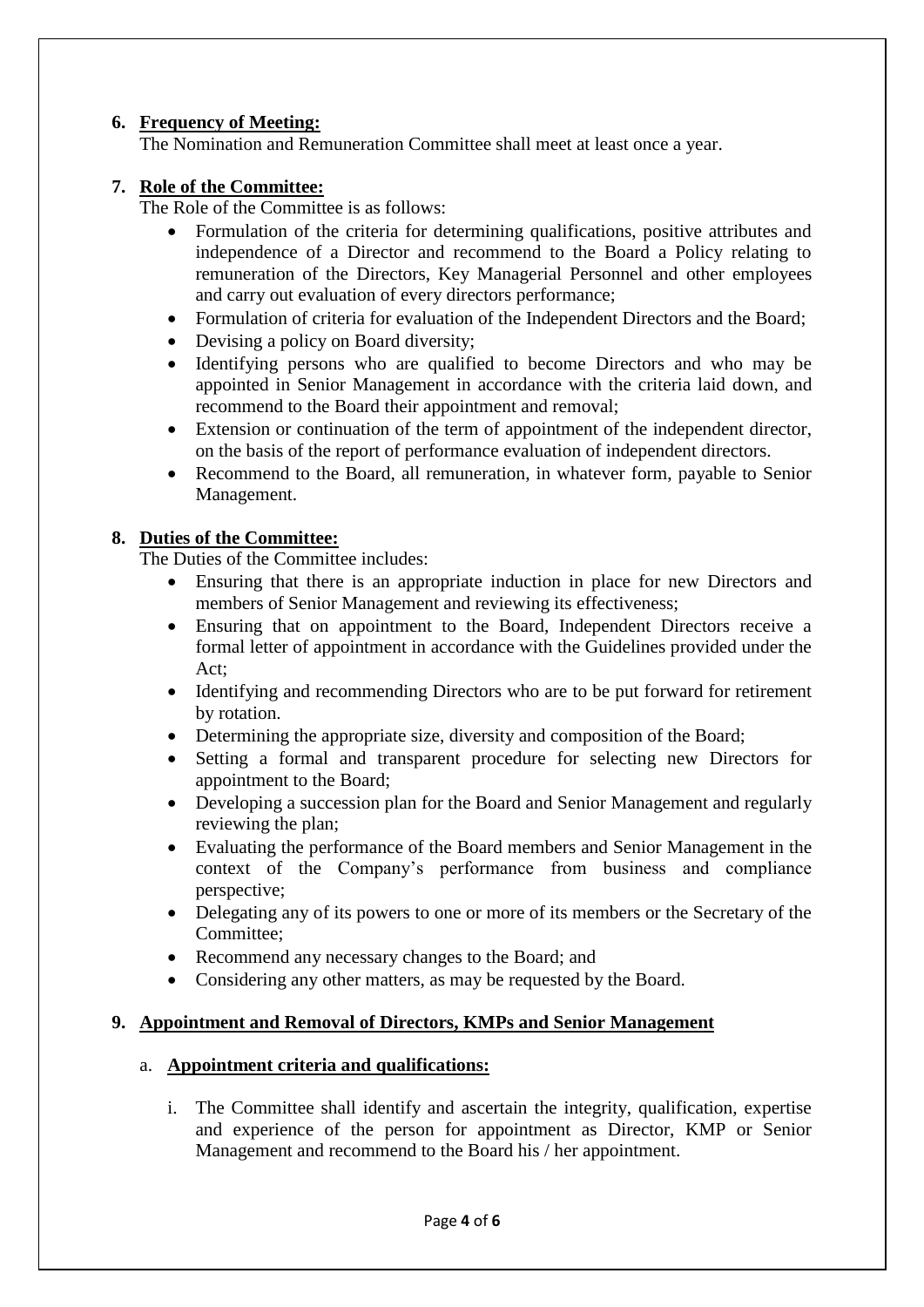6. **Frequency of Meeting:**
   The Nomination and Remuneration Committee shall meet at least once a year.

7. **Role of the Committee:**
   The Role of the Committee is as follows:
   - Formulation of the criteria for determining qualifications, positive attributes and independence of a Director and recommend to the Board a Policy relating to remuneration of the Directors, Key Managerial Personnel and other employees and carry out evaluation of every directors performance;
   - Formulation of criteria for evaluation of the Independent Directors and the Board;
   - Devising a policy on Board diversity;
   - Identifying persons who are qualified to become Directors and who may be appointed in Senior Management in accordance with the criteria laid down, and recommend to the Board their appointment and removal;
   - Extension or continuation of the term of appointment of the independent director, on the basis of the report of performance evaluation of independent directors.
   - Recommend to the Board, all remuneration, in whatever form, payable to Senior Management.

8. **Duties of the Committee:**
   The Duties of the Committee includes:
   - Ensuring that there is an appropriate induction in place for new Directors and members of Senior Management and reviewing its effectiveness;
   - Ensuring that on appointment to the Board, Independent Directors receive a formal letter of appointment in accordance with the Guidelines provided under the Act;
   - Identifying and recommending Directors who are to be put forward for retirement by rotation.
   - Determining the appropriate size, diversity and composition of the Board;
   - Setting a formal and transparent procedure for selecting new Directors for appointment to the Board;
   - Developing a succession plan for the Board and Senior Management and regularly reviewing the plan;
   - Evaluating the performance of the Board members and Senior Management in the context of the Company's performance from business and compliance perspective;
   - Delegating any of its powers to one or more of its members or the Secretary of the Committee;
   - Recommend any necessary changes to the Board; and
   - Considering any other matters, as may be requested by the Board.

9. **Appointment and Removal of Directors, KMPs and Senior Management**

   a. **Appointment criteria and qualifications:**

      i. The Committee shall identify and ascertain the integrity, qualification, expertise and experience of the person for appointment as Director, KMP or Senior Management and recommend to the Board his / her appointment.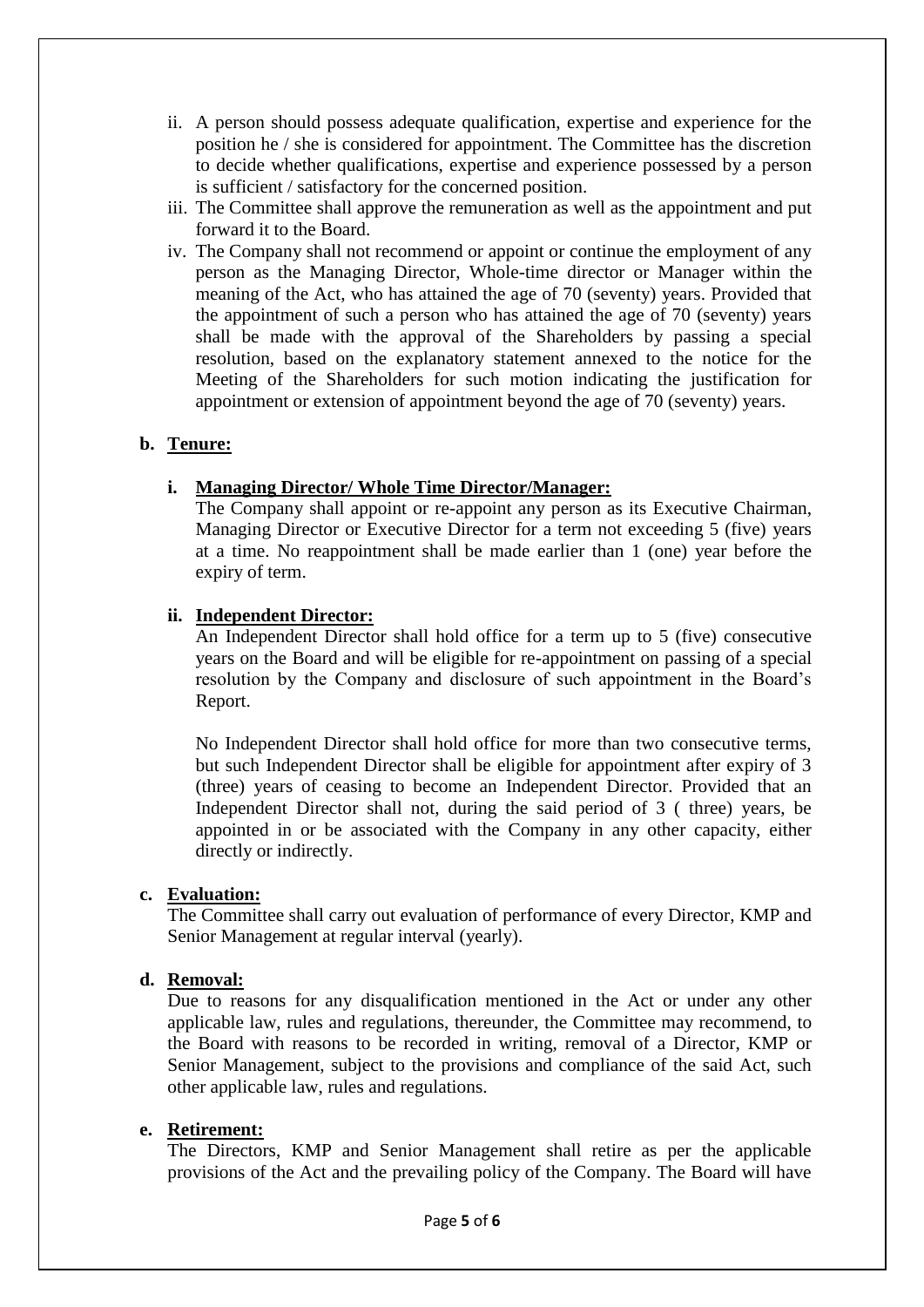ii. A person should possess adequate qualification, expertise and experience for the position he / she is considered for appointment. The Committee has the discretion to decide whether qualifications, expertise and experience possessed by a person is sufficient / satisfactory for the concerned position.

iii. The Committee shall approve the remuneration as well as the appointment and put forward it to the Board.

iv. The Company shall not recommend or appoint or continue the employment of any person as the Managing Director, Whole-time director or Manager within the meaning of the Act, who has attained the age of 70 (seventy) years. Provided that the appointment of such a person who has attained the age of 70 (seventy) years shall be made with the approval of the Shareholders by passing a special resolution, based on the explanatory statement annexed to the notice for the Meeting of the Shareholders for such motion indicating the justification for appointment or extension of appointment beyond the age of 70 (seventy) years.

**b. Tenure:**

**i. Managing Director/ Whole Time Director/Manager:**

The Company shall appoint or re-appoint any person as its Executive Chairman, Managing Director or Executive Director for a term not exceeding 5 (five) years at a time. No reappointment shall be made earlier than 1 (one) year before the expiry of term.

**ii. Independent Director:**

An Independent Director shall hold office for a term up to 5 (five) consecutive years on the Board and will be eligible for re-appointment on passing of a special resolution by the Company and disclosure of such appointment in the Board's Report.

No Independent Director shall hold office for more than two consecutive terms, but such Independent Director shall be eligible for appointment after expiry of 3 (three) years of ceasing to become an Independent Director. Provided that an Independent Director shall not, during the said period of 3 ( three) years, be appointed in or be associated with the Company in any other capacity, either directly or indirectly.

**c. Evaluation:**

The Committee shall carry out evaluation of performance of every Director, KMP and Senior Management at regular interval (yearly).

**d. Removal:**

Due to reasons for any disqualification mentioned in the Act or under any other applicable law, rules and regulations, thereunder, the Committee may recommend, to the Board with reasons to be recorded in writing, removal of a Director, KMP or Senior Management, subject to the provisions and compliance of the said Act, such other applicable law, rules and regulations.

**e. Retirement:**

The Directors, KMP and Senior Management shall retire as per the applicable provisions of the Act and the prevailing policy of the Company. The Board will have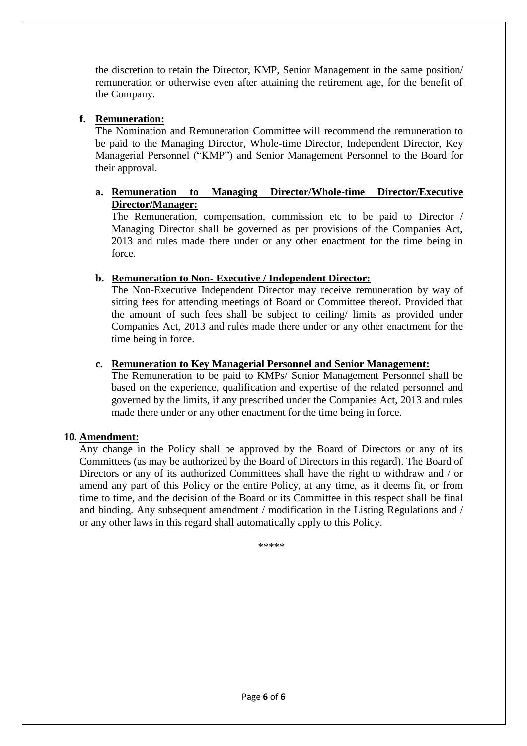the discretion to retain the Director, KMP, Senior Management in the same position/ remuneration or otherwise even after attaining the retirement age, for the benefit of the Company.

**f. Remuneration:**

The Nomination and Remuneration Committee will recommend the remuneration to be paid to the Managing Director, Whole-time Director, Independent Director, Key Managerial Personnel ("KMP") and Senior Management Personnel to the Board for their approval.

**a. Remuneration to Managing Director/Whole-time Director/Executive Director/Manager:**

The Remuneration, compensation, commission etc to be paid to Director / Managing Director shall be governed as per provisions of the Companies Act, 2013 and rules made there under or any other enactment for the time being in force.

**b. Remuneration to Non- Executive / Independent Director:**

The Non-Executive Independent Director may receive remuneration by way of sitting fees for attending meetings of Board or Committee thereof. Provided that the amount of such fees shall be subject to ceiling/ limits as provided under Companies Act, 2013 and rules made there under or any other enactment for the time being in force.

**c. Remuneration to Key Managerial Personnel and Senior Management:**

The Remuneration to be paid to KMPs/ Senior Management Personnel shall be based on the experience, qualification and expertise of the related personnel and governed by the limits, if any prescribed under the Companies Act, 2013 and rules made there under or any other enactment for the time being in force.

**10. Amendment:**

Any change in the Policy shall be approved by the Board of Directors or any of its Committees (as may be authorized by the Board of Directors in this regard). The Board of Directors or any of its authorized Committees shall have the right to withdraw and / or amend any part of this Policy or the entire Policy, at any time, as it deems fit, or from time to time, and the decision of the Board or its Committee in this respect shall be final and binding. Any subsequent amendment / modification in the Listing Regulations and / or any other laws in this regard shall automatically apply to this Policy.

*****